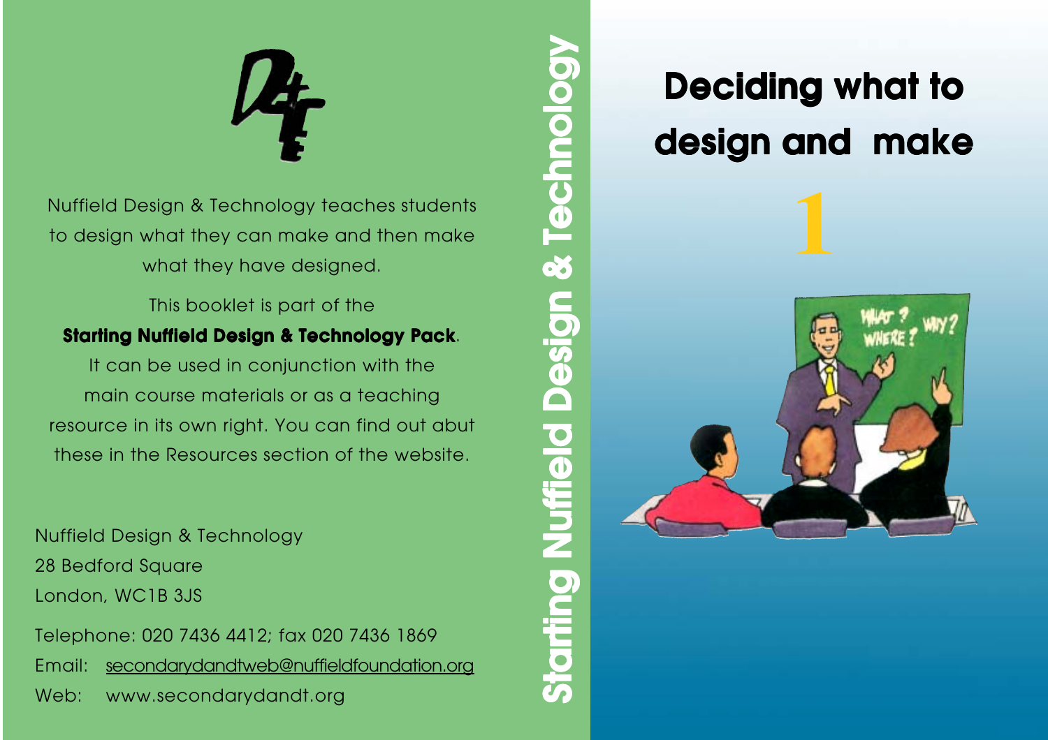# Deciding what to design and make

1

Nuffield Design & Technology teaches students to design what they can make and then make what they have designed.

This booklet is part of the **Starting Nuffield Design & Technology Pack**. It can be used in conjunction with the main course materials or as a teaching resource in its own right. You can find out abut these in the Resources section of the website.

Nuffield Design & Technology
28 Bedford Square
London, WC1B 3JS

Telephone: 020 7436 4412; fax 020 7436 1869
Email: secondarydandtweb@nuffieldfoundation.org
Web: www.secondarydandt.org

**Starting Nuffield Design & Technology**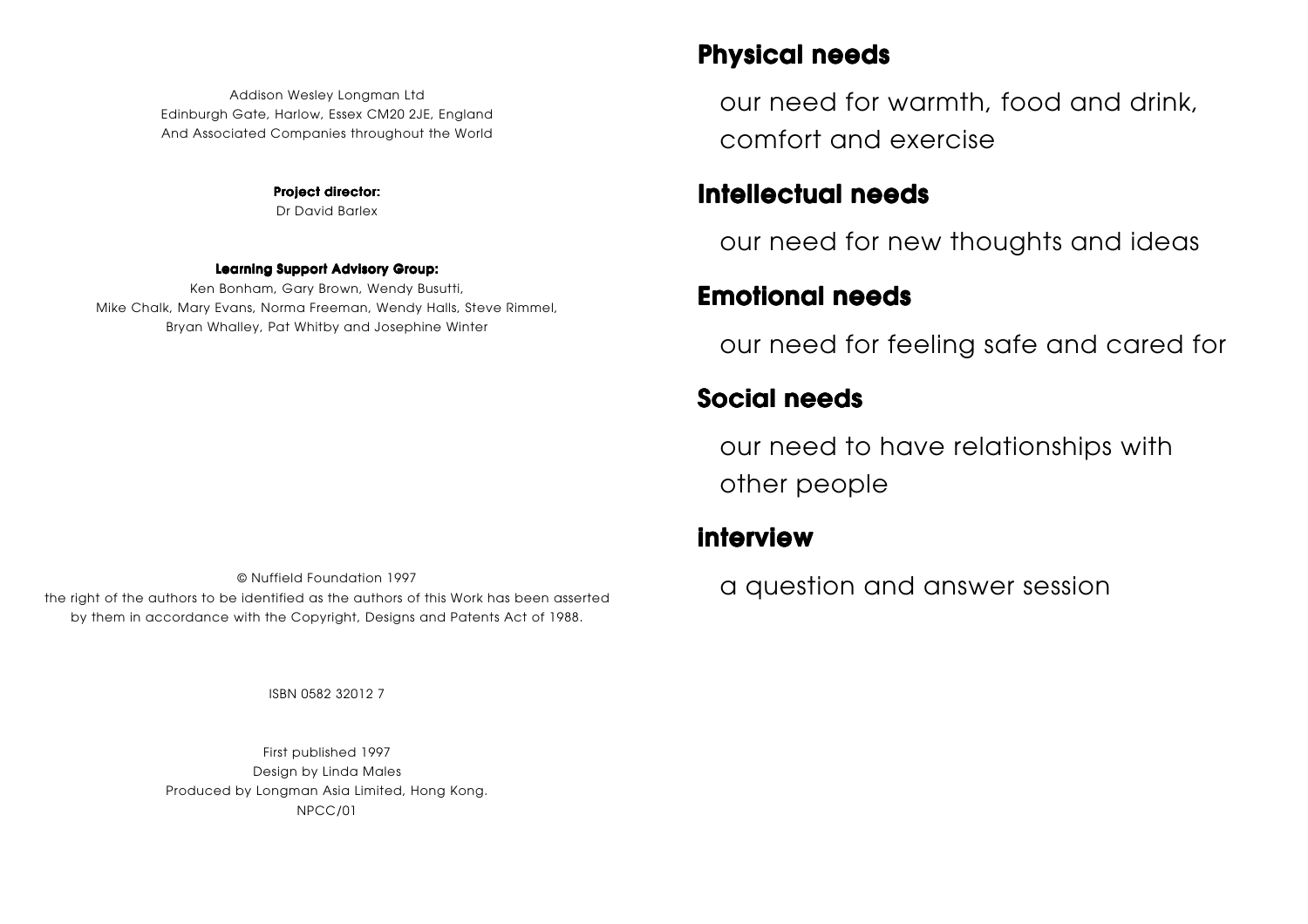Addison Wesley Longman Ltd
Edinburgh Gate, Harlow, Essex CM20 2JE, England
And Associated Companies throughout the World

**Project director:**
Dr David Barlex

**Learning Support Advisory Group:**
Ken Bonham, Gary Brown, Wendy Busutti,
Mike Chalk, Mary Evans, Norma Freeman, Wendy Halls, Steve Rimmel,
Bryan Whalley, Pat Whitby and Josephine Winter

© Nuffield Foundation 1997
the right of the authors to be identified as the authors of this Work has been asserted by them in accordance with the Copyright, Designs and Patents Act of 1988.

ISBN 0582 32012 7

First published 1997
Design by Linda Males
Produced by Longman Asia Limited, Hong Kong.
NPCC/01

## Physical needs

our need for warmth, food and drink, comfort and exercise

## Intellectual needs

our need for new thoughts and ideas

## Emotional needs

our need for feeling safe and cared for

## Social needs

our need to have relationships with other people

## interview

a question and answer session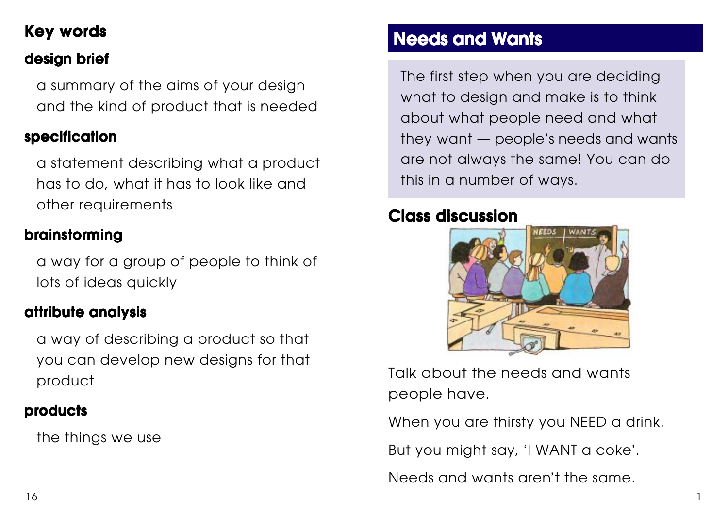## Key words

**design brief**

a summary of the aims of your design and the kind of product that is needed

**specification**

a statement describing what a product has to do, what it has to look like and other requirements

**brainstorming**

a way for a group of people to think of lots of ideas quickly

**attribute analysis**

a way of describing a product so that you can develop new designs for that product

**products**

the things we use

# Needs and Wants

The first step when you are deciding what to design and make is to think about what people need and what they want — people's needs and wants are not always the same! You can do this in a number of ways.

## Class discussion

Talk about the needs and wants people have.

When you are thirsty you NEED a drink.

But you might say, 'I WANT a coke'.

Needs and wants aren't the same.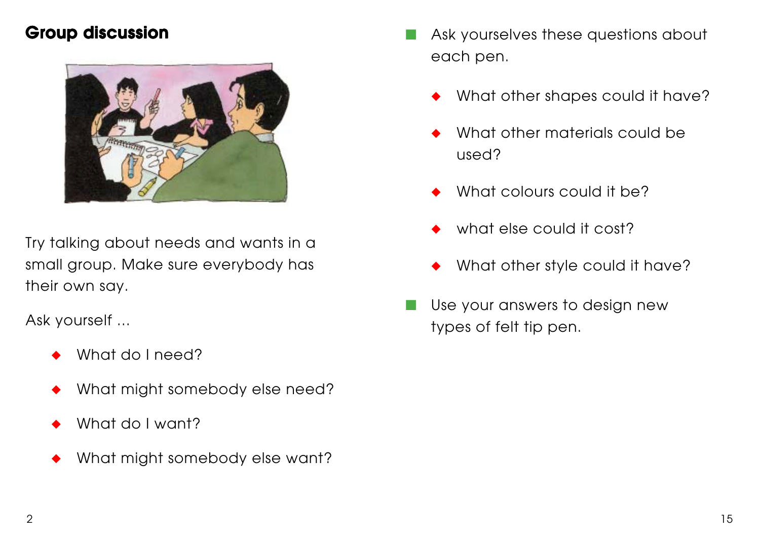## Group discussion

Try talking about needs and wants in a small group. Make sure everybody has their own say.

Ask yourself ...

- What do I need?
- What might somebody else need?
- What do I want?
- What might somebody else want?

- Ask yourselves these questions about each pen.
  - What other shapes could it have?
  - What other materials could be used?
  - What colours could it be?
  - what else could it cost?
  - What other style could it have?
- Use your answers to design new types of felt tip pen.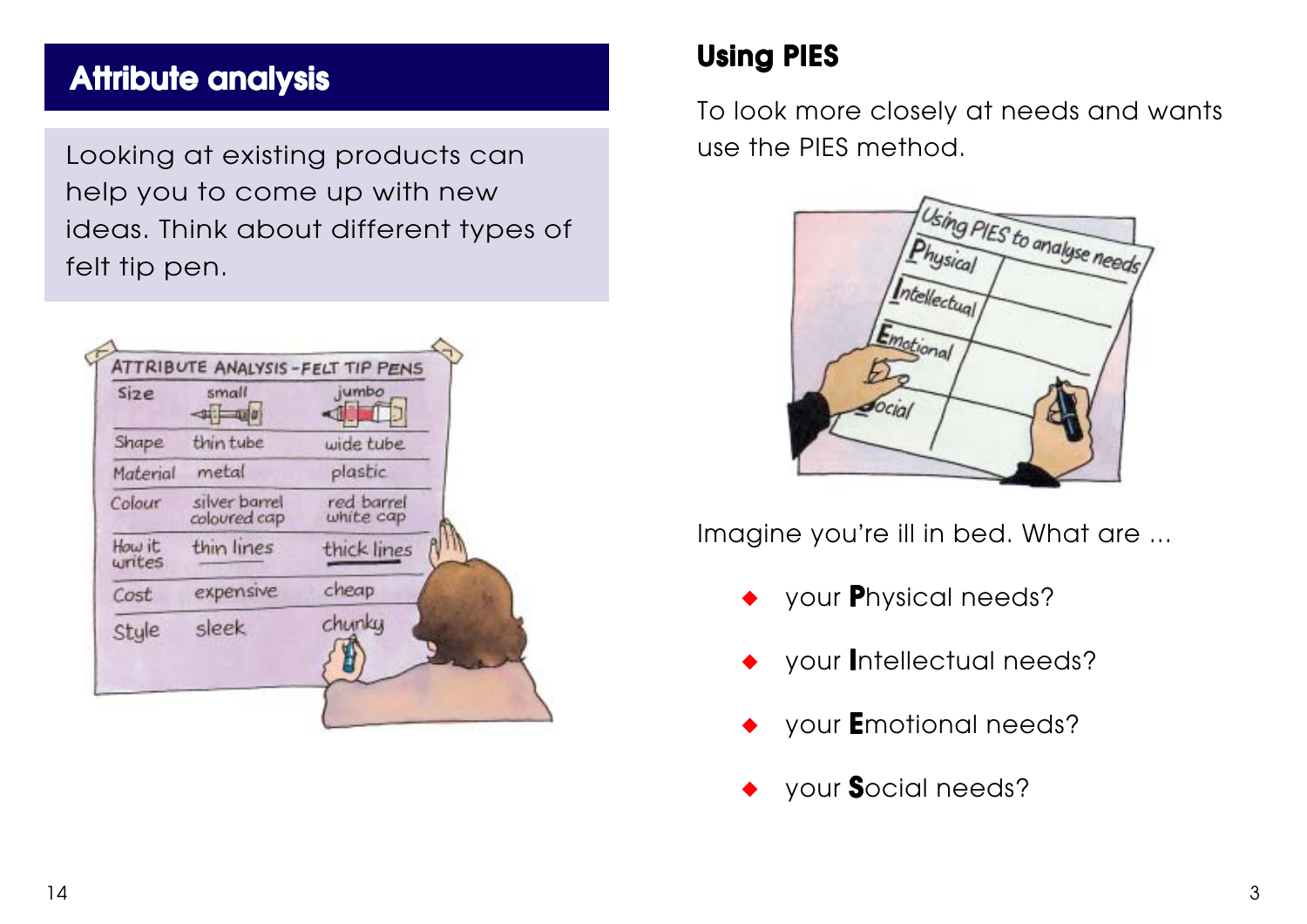## Attribute analysis

Looking at existing products can help you to come up with new ideas. Think about different types of felt tip pen.

| ATTRIBUTE ANALYSIS - FELT TIP PENS | | |
|---|---|---|
| Size | small | jumbo |
| Shape | thin tube | wide tube |
| Material | metal | plastic |
| Colour | silver barrel coloured cap | red barrel white cap |
| How it writes | thin lines | thick lines |
| Cost | expensive | cheap |
| Style | sleek | chunky |

## Using PIES

To look more closely at needs and wants use the PIES method.

| Using PIES to analyse needs | |
|---|---|
| Physical | |
| Intellectual | |
| Emotional | |
| Social | |

Imagine you're ill in bed. What are ...

- your **P**hysical needs?
- your **I**ntellectual needs?
- your **E**motional needs?
- your **S**ocial needs?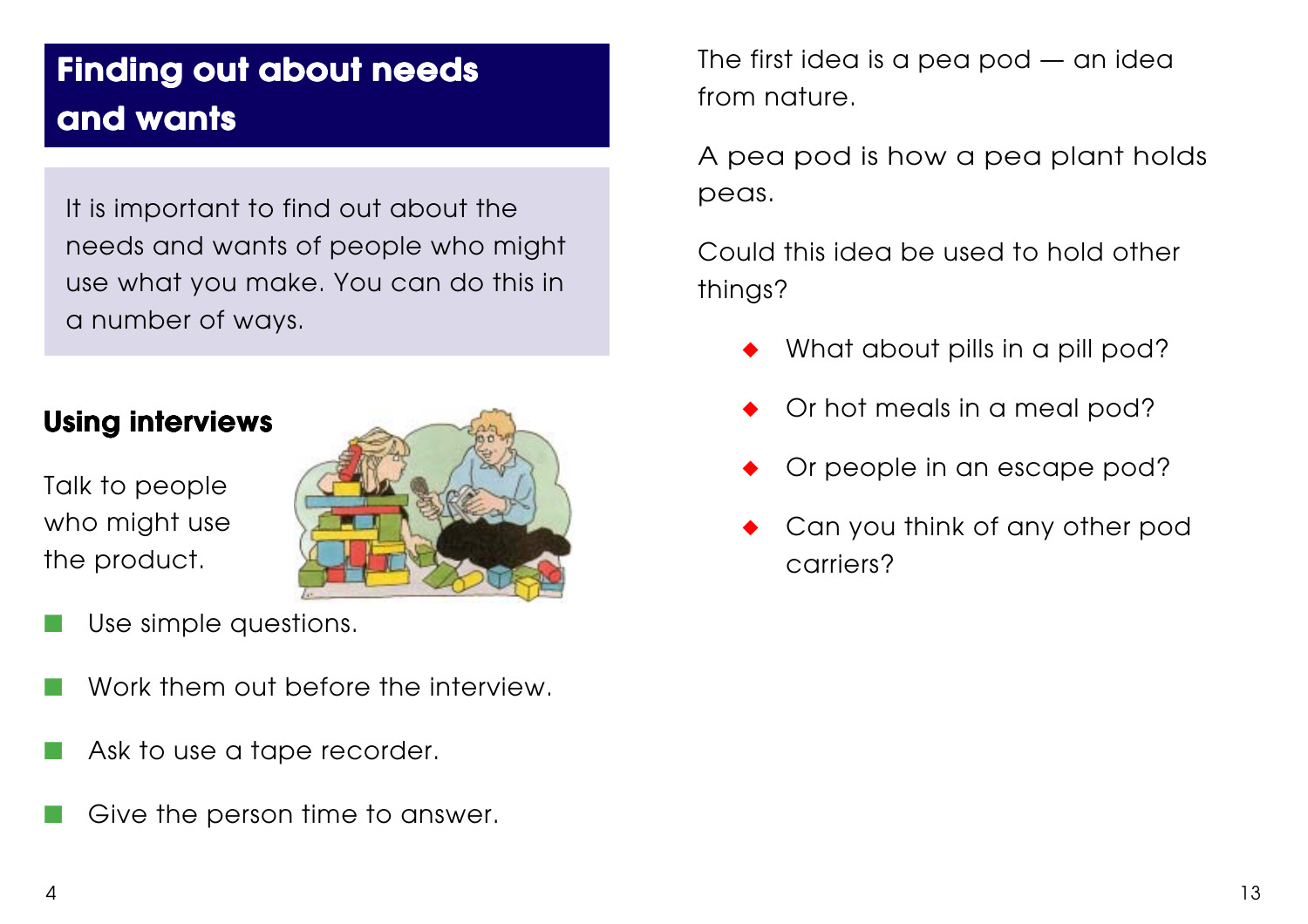## Finding out about needs and wants

It is important to find out about the needs and wants of people who might use what you make. You can do this in a number of ways.

### Using interviews

Talk to people who might use the product.

- Use simple questions.
- Work them out before the interview.
- Ask to use a tape recorder.
- Give the person time to answer.

The first idea is a pea pod — an idea from nature.

A pea pod is how a pea plant holds peas.

Could this idea be used to hold other things?

- What about pills in a pill pod?
- Or hot meals in a meal pod?
- Or people in an escape pod?
- Can you think of any other pod carriers?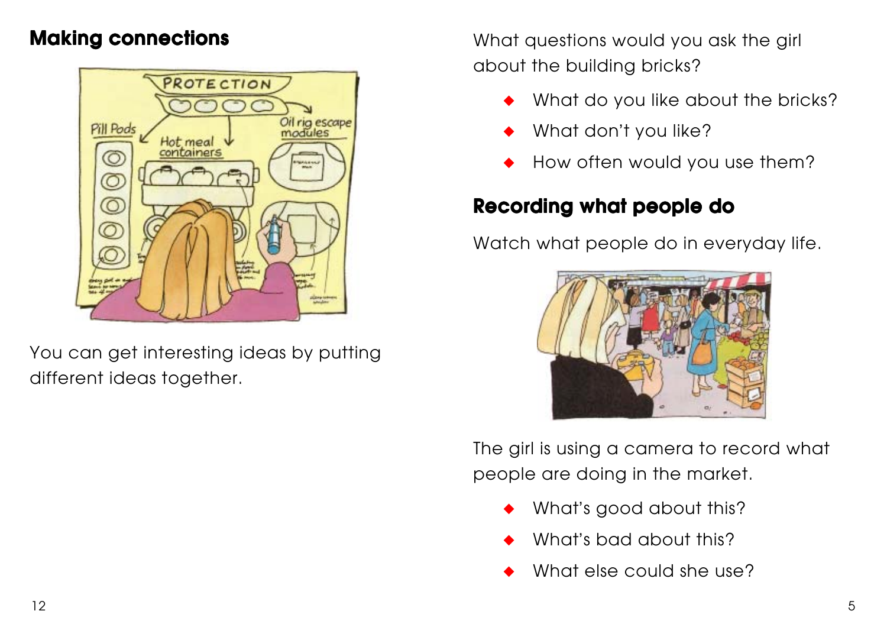## Making connections

You can get interesting ideas by putting different ideas together.

What questions would you ask the girl about the building bricks?

- What do you like about the bricks?
- What don't you like?
- How often would you use them?

## Recording what people do

Watch what people do in everyday life.

The girl is using a camera to record what people are doing in the market.

- What's good about this?
- What's bad about this?
- What else could she use?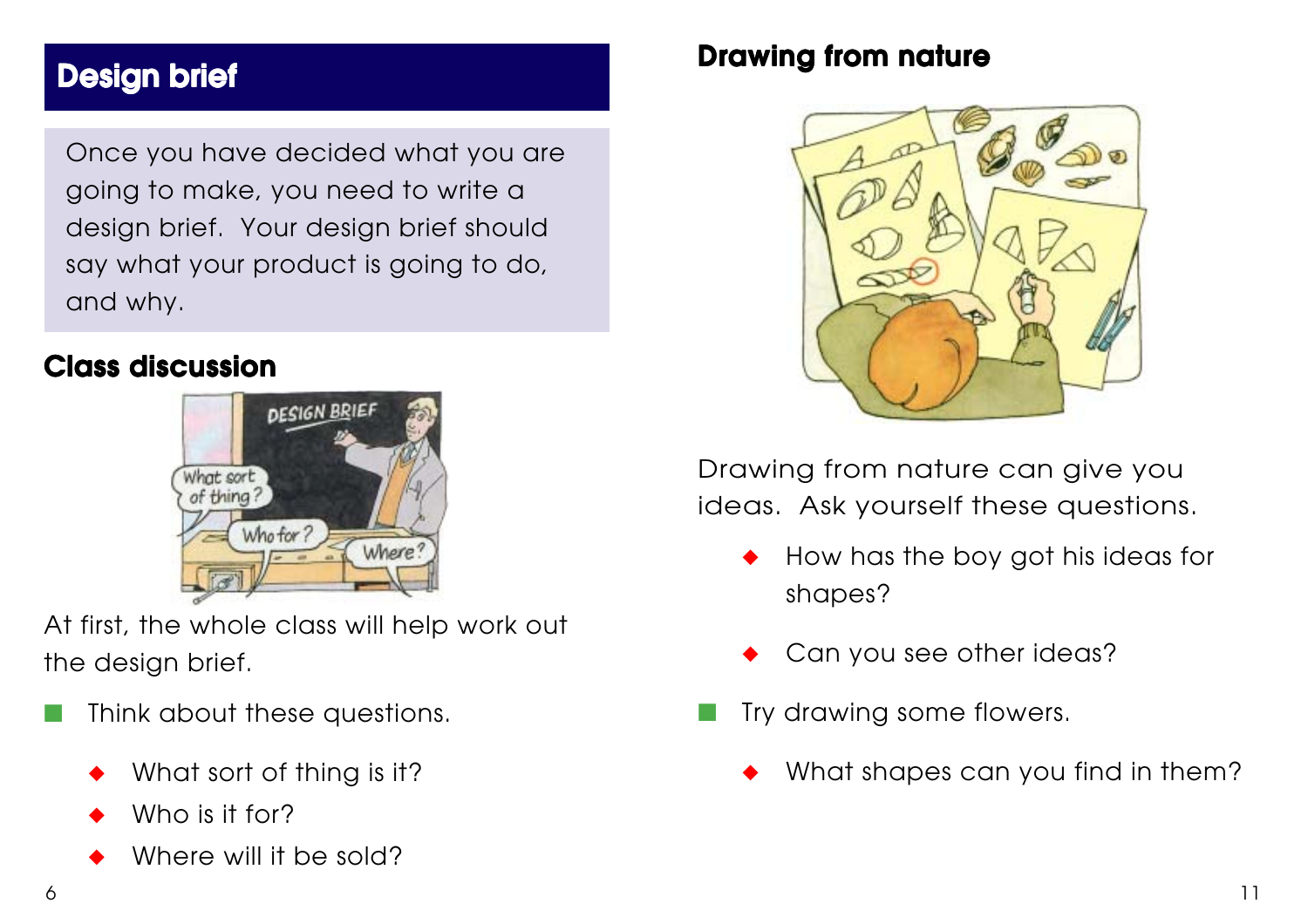## Design brief

Once you have decided what you are going to make, you need to write a design brief. Your design brief should say what your product is going to do, and why.

### Class discussion

At first, the whole class will help work out the design brief.

- Think about these questions.
  - What sort of thing is it?
  - Who is it for?
  - Where will it be sold?

### Drawing from nature

Drawing from nature can give you ideas. Ask yourself these questions.

- How has the boy got his ideas for shapes?
- Can you see other ideas?

- Try drawing some flowers.
  - What shapes can you find in them?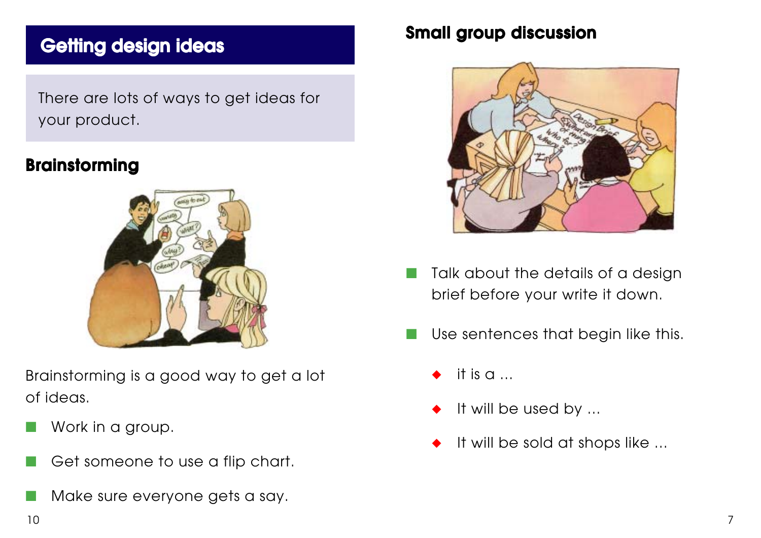## Getting design ideas

There are lots of ways to get ideas for your product.

### Brainstorming

Brainstorming is a good way to get a lot of ideas.

- Work in a group.
- Get someone to use a flip chart.
- Make sure everyone gets a say.

### Small group discussion

- Talk about the details of a design brief before your write it down.
- Use sentences that begin like this.
  - it is a ...
  - It will be used by ...
  - It will be sold at shops like ...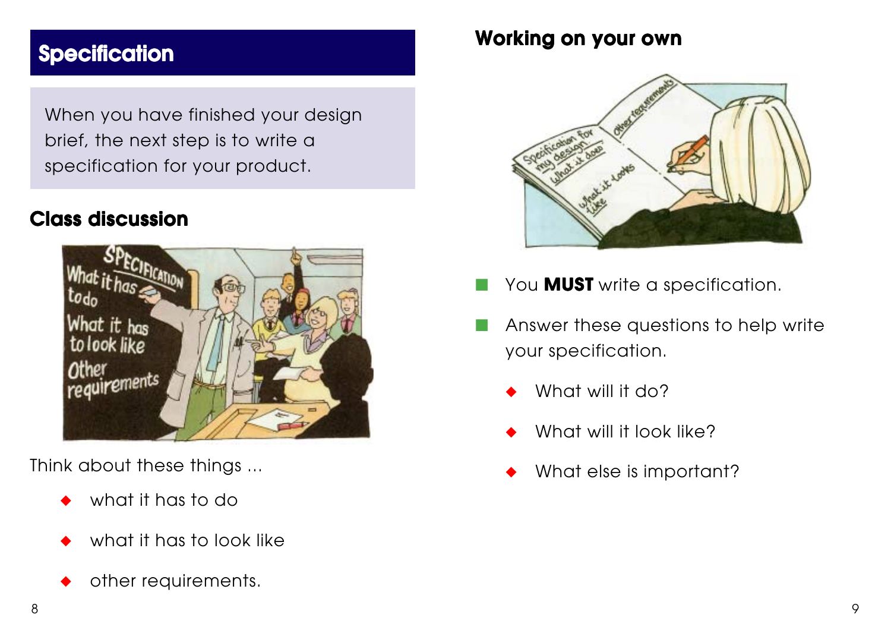## Specification

When you have finished your design brief, the next step is to write a specification for your product.

### Class discussion

Think about these things ...

- what it has to do
- what it has to look like
- other requirements.

### Working on your own

- You **MUST** write a specification.
- Answer these questions to help write your specification.
  - What will it do?
  - What will it look like?
  - What else is important?